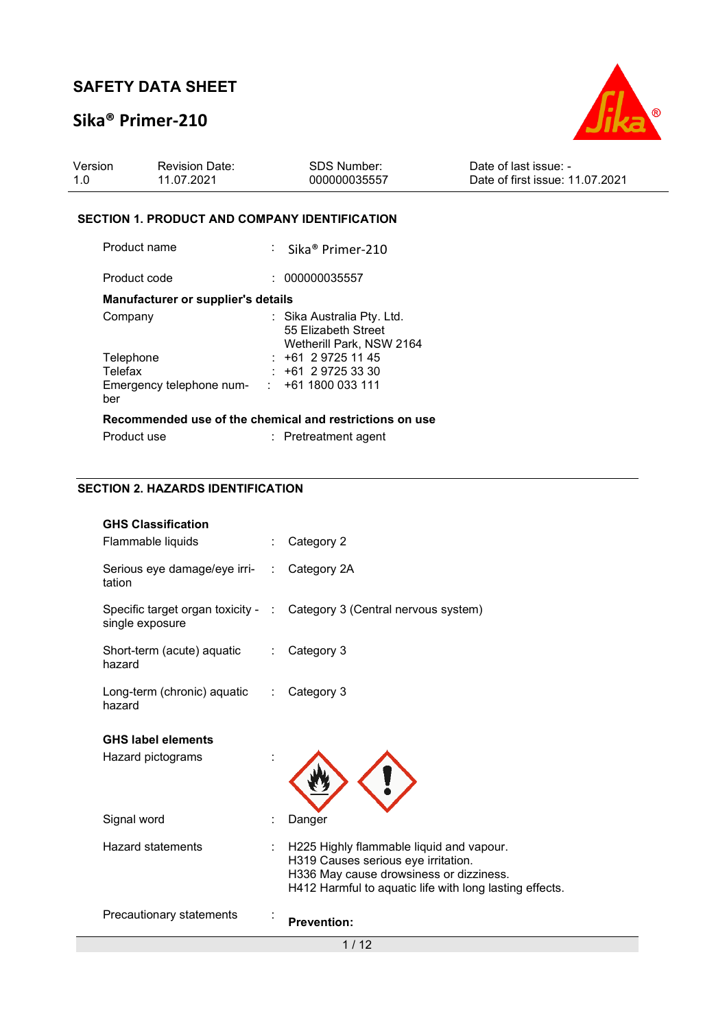# SAFETY DATA SHEET

## Sika® Primer-210

| Version | Revision Date: | SDS Number: | Date of last issue: - |
|---|---|---|---|
| 1.0 | 11.07.2021 | 000000035557 | Date of first issue: 11.07.2021 |

### SECTION 1. PRODUCT AND COMPANY IDENTIFICATION

Product name : Sika® Primer-210

Product code : 000000035557

**Manufacturer or supplier's details**

Company : Sika Australia Pty. Ltd.
55 Elizabeth Street
Wetherill Park, NSW 2164

Telephone : +61 2 9725 11 45

Telefax : +61 2 9725 33 30

Emergency telephone number : +61 1800 033 111

**Recommended use of the chemical and restrictions on use**

Product use : Pretreatment agent

### SECTION 2. HAZARDS IDENTIFICATION

**GHS Classification**

Flammable liquids : Category 2

Serious eye damage/eye irritation : Category 2A

Specific target organ toxicity - single exposure : Category 3 (Central nervous system)

Short-term (acute) aquatic hazard : Category 3

Long-term (chronic) aquatic hazard : Category 3

**GHS label elements**

Hazard pictograms :

Signal word : Danger

Hazard statements : H225 Highly flammable liquid and vapour.
H319 Causes serious eye irritation.
H336 May cause drowsiness or dizziness.
H412 Harmful to aquatic life with long lasting effects.

Precautionary statements : **Prevention:**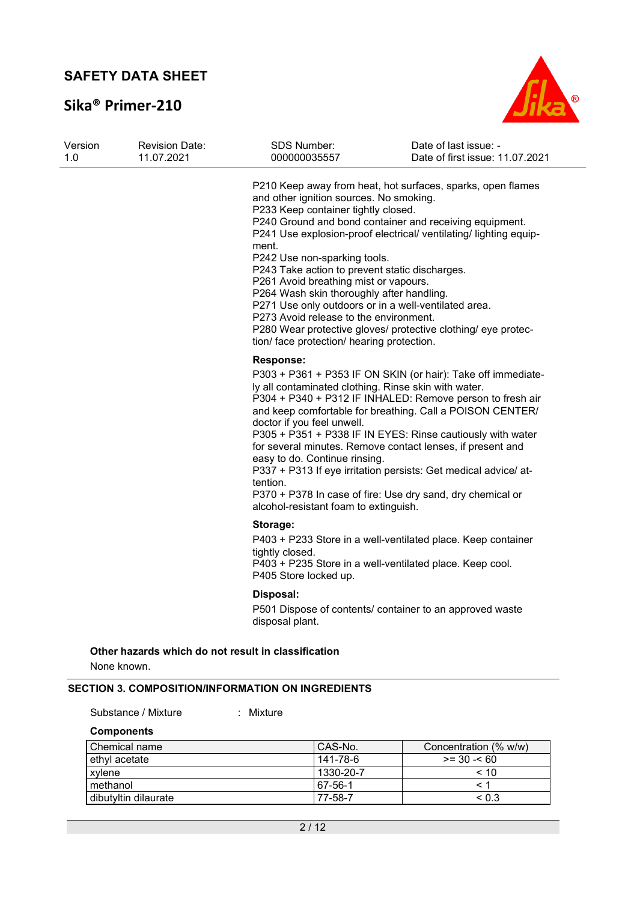P210 Keep away from heat, hot surfaces, sparks, open flames and other ignition sources. No smoking.
P233 Keep container tightly closed.
P240 Ground and bond container and receiving equipment.
P241 Use explosion-proof electrical/ ventilating/ lighting equipment.
P242 Use non-sparking tools.
P243 Take action to prevent static discharges.
P261 Avoid breathing mist or vapours.
P264 Wash skin thoroughly after handling.
P271 Use only outdoors or in a well-ventilated area.
P273 Avoid release to the environment.
P280 Wear protective gloves/ protective clothing/ eye protection/ face protection/ hearing protection.

**Response:**

P303 + P361 + P353 IF ON SKIN (or hair): Take off immediately all contaminated clothing. Rinse skin with water.
P304 + P340 + P312 IF INHALED: Remove person to fresh air and keep comfortable for breathing. Call a POISON CENTER/ doctor if you feel unwell.
P305 + P351 + P338 IF IN EYES: Rinse cautiously with water for several minutes. Remove contact lenses, if present and easy to do. Continue rinsing.
P337 + P313 If eye irritation persists: Get medical advice/ attention.
P370 + P378 In case of fire: Use dry sand, dry chemical or alcohol-resistant foam to extinguish.

**Storage:**

P403 + P233 Store in a well-ventilated place. Keep container tightly closed.
P403 + P235 Store in a well-ventilated place. Keep cool.
P405 Store locked up.

**Disposal:**

P501 Dispose of contents/ container to an approved waste disposal plant.

**Other hazards which do not result in classification**

None known.

## SECTION 3. COMPOSITION/INFORMATION ON INGREDIENTS

Substance / Mixture : Mixture

**Components**

| Chemical name | CAS-No. | Concentration (% w/w) |
|---|---|---|
| ethyl acetate | 141-78-6 | >= 30 -< 60 |
| xylene | 1330-20-7 | < 10 |
| methanol | 67-56-1 | < 1 |
| dibutyltin dilaurate | 77-58-7 | < 0.3 |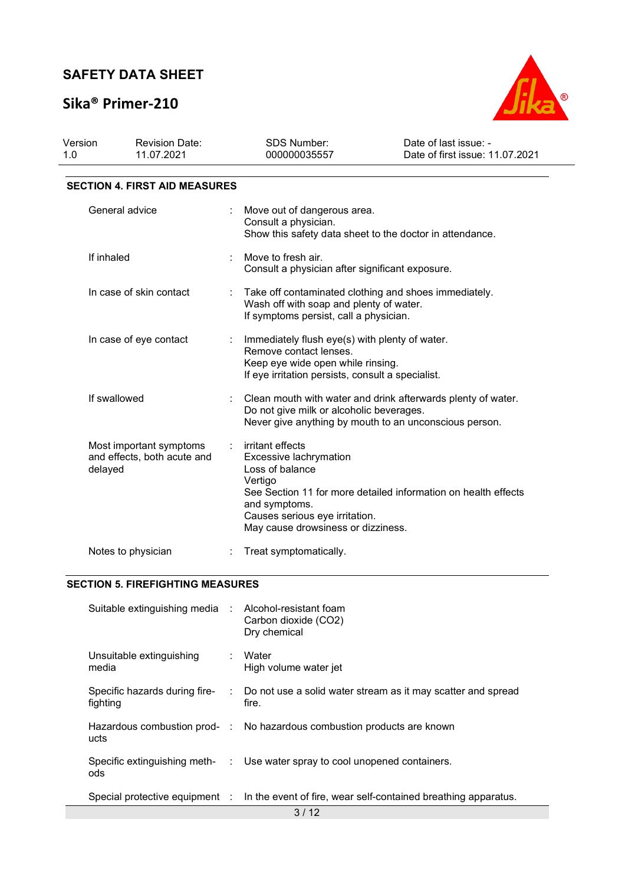## SECTION 4. FIRST AID MEASURES

| | |
|---|---|
| General advice | Move out of dangerous area.<br>Consult a physician.<br>Show this safety data sheet to the doctor in attendance. |
| If inhaled | Move to fresh air.<br>Consult a physician after significant exposure. |
| In case of skin contact | Take off contaminated clothing and shoes immediately.<br>Wash off with soap and plenty of water.<br>If symptoms persist, call a physician. |
| In case of eye contact | Immediately flush eye(s) with plenty of water.<br>Remove contact lenses.<br>Keep eye wide open while rinsing.<br>If eye irritation persists, consult a specialist. |
| If swallowed | Clean mouth with water and drink afterwards plenty of water.<br>Do not give milk or alcoholic beverages.<br>Never give anything by mouth to an unconscious person. |
| Most important symptoms and effects, both acute and delayed | irritant effects<br>Excessive lachrymation<br>Loss of balance<br>Vertigo<br>See Section 11 for more detailed information on health effects and symptoms.<br>Causes serious eye irritation.<br>May cause drowsiness or dizziness. |
| Notes to physician | Treat symptomatically. |

## SECTION 5. FIREFIGHTING MEASURES

| | |
|---|---|
| Suitable extinguishing media | Alcohol-resistant foam<br>Carbon dioxide ($CO_2$)<br>Dry chemical |
| Unsuitable extinguishing media | Water<br>High volume water jet |
| Specific hazards during firefighting | Do not use a solid water stream as it may scatter and spread fire. |
| Hazardous combustion products | No hazardous combustion products are known |
| Specific extinguishing methods | Use water spray to cool unopened containers. |
| Special protective equipment | In the event of fire, wear self-contained breathing apparatus. |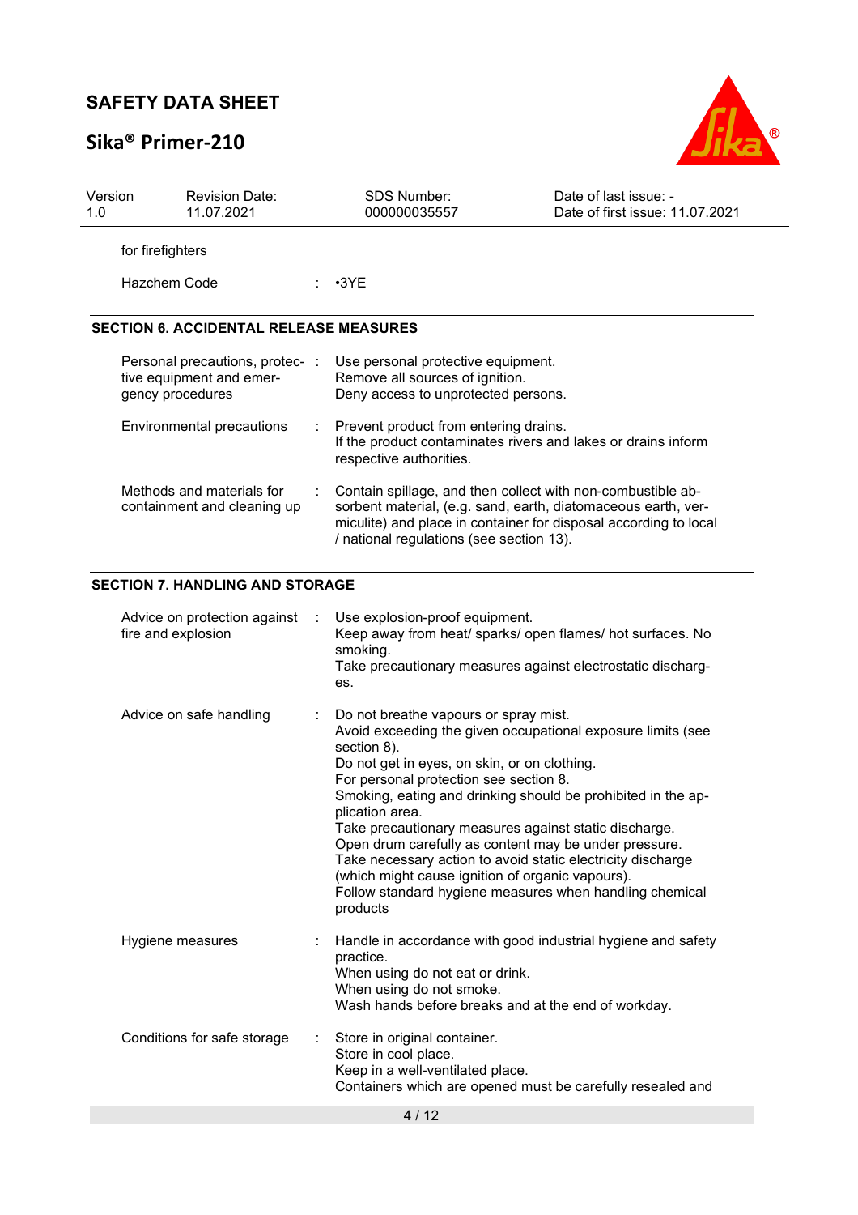for firefighters

| | |
|---|---|
| Hazchem Code | •3YE |

## SECTION 6. ACCIDENTAL RELEASE MEASURES

| | |
|---|---|
| Personal precautions, protective equipment and emergency procedures | Use personal protective equipment.<br>Remove all sources of ignition.<br>Deny access to unprotected persons. |
| Environmental precautions | Prevent product from entering drains.<br>If the product contaminates rivers and lakes or drains inform respective authorities. |
| Methods and materials for containment and cleaning up | Contain spillage, and then collect with non-combustible absorbent material, (e.g. sand, earth, diatomaceous earth, vermiculite) and place in container for disposal according to local / national regulations (see section 13). |

## SECTION 7. HANDLING AND STORAGE

| | |
|---|---|
| Advice on protection against fire and explosion | Use explosion-proof equipment.<br>Keep away from heat/ sparks/ open flames/ hot surfaces. No smoking.<br>Take precautionary measures against electrostatic discharges. |
| Advice on safe handling | Do not breathe vapours or spray mist.<br>Avoid exceeding the given occupational exposure limits (see section 8).<br>Do not get in eyes, on skin, or on clothing.<br>For personal protection see section 8.<br>Smoking, eating and drinking should be prohibited in the application area.<br>Take precautionary measures against static discharge.<br>Open drum carefully as content may be under pressure.<br>Take necessary action to avoid static electricity discharge (which might cause ignition of organic vapours).<br>Follow standard hygiene measures when handling chemical products |
| Hygiene measures | Handle in accordance with good industrial hygiene and safety practice.<br>When using do not eat or drink.<br>When using do not smoke.<br>Wash hands before breaks and at the end of workday. |
| Conditions for safe storage | Store in original container.<br>Store in cool place.<br>Keep in a well-ventilated place.<br>Containers which are opened must be carefully resealed and |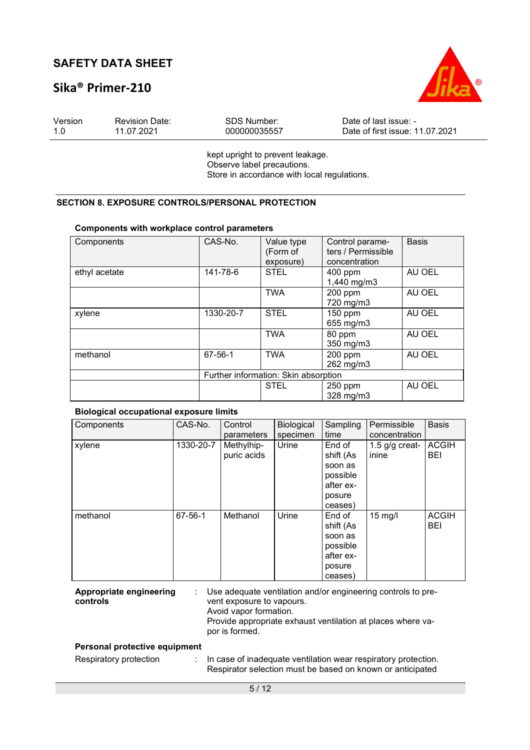kept upright to prevent leakage.
Observe label precautions.
Store in accordance with local regulations.

## SECTION 8. EXPOSURE CONTROLS/PERSONAL PROTECTION

### Components with workplace control parameters

| Components | CAS-No. | Value type (Form of exposure) | Control parameters / Permissible concentration | Basis |
|---|---|---|---|---|
| ethyl acetate | 141-78-6 | STEL | 400 ppm<br>1,440 mg/m3 | AU OEL |
| | | TWA | 200 ppm<br>720 mg/m3 | AU OEL |
| xylene | 1330-20-7 | STEL | 150 ppm<br>655 mg/m3 | AU OEL |
| | | TWA | 80 ppm<br>350 mg/m3 | AU OEL |
| methanol | 67-56-1 | TWA | 200 ppm<br>262 mg/m3 | AU OEL |
| | Further information: Skin absorption | | | |
| | | STEL | 250 ppm<br>328 mg/m3 | AU OEL |

### Biological occupational exposure limits

| Components | CAS-No. | Control parameters | Biological specimen | Sampling time | Permissible concentration | Basis |
|---|---|---|---|---|---|---|
| xylene | 1330-20-7 | Methylhippuric acids | Urine | End of shift (As soon as possible after exposure ceases) | 1.5 g/g creatinine | ACGIH BEI |
| methanol | 67-56-1 | Methanol | Urine | End of shift (As soon as possible after exposure ceases) | 15 mg/l | ACGIH BEI |

**Appropriate engineering controls** : Use adequate ventilation and/or engineering controls to prevent exposure to vapours.
Avoid vapor formation.
Provide appropriate exhaust ventilation at places where vapor is formed.

**Personal protective equipment**

Respiratory protection : In case of inadequate ventilation wear respiratory protection.
Respirator selection must be based on known or anticipated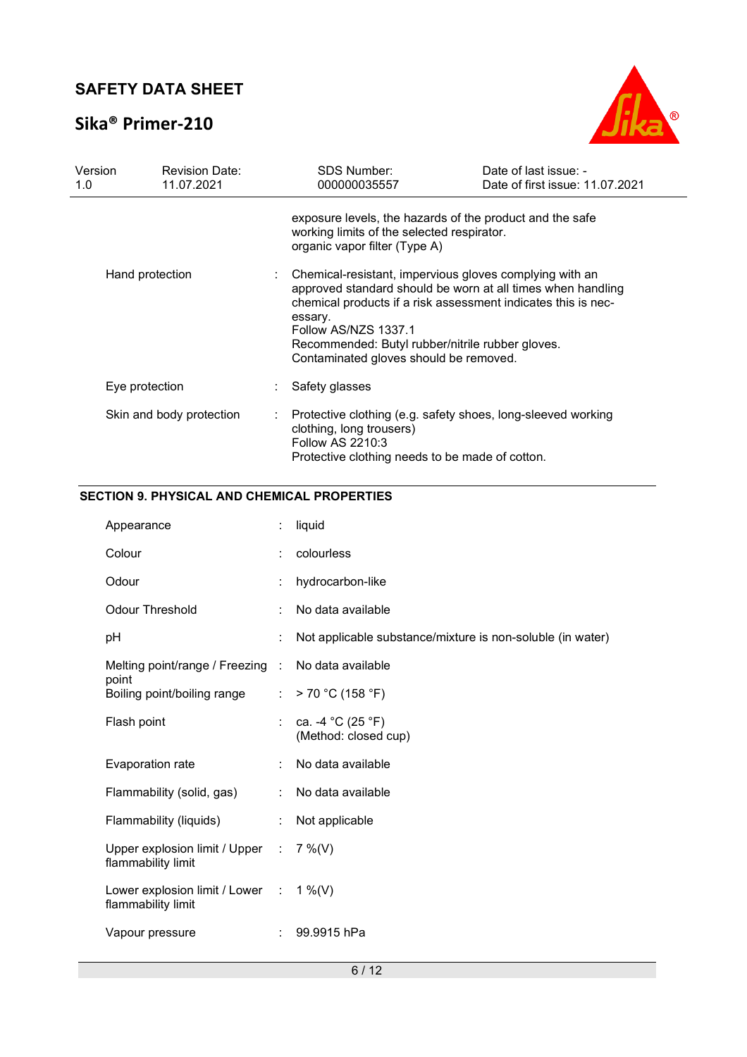exposure levels, the hazards of the product and the safe working limits of the selected respirator.
organic vapor filter (Type A)

| | | |
|---|---|---|
| Hand protection | : | Chemical-resistant, impervious gloves complying with an approved standard should be worn at all times when handling chemical products if a risk assessment indicates this is necessary.<br>Follow AS/NZS 1337.1<br>Recommended: Butyl rubber/nitrile rubber gloves.<br>Contaminated gloves should be removed. |
| Eye protection | : | Safety glasses |
| Skin and body protection | : | Protective clothing (e.g. safety shoes, long-sleeved working clothing, long trousers)<br>Follow AS 2210:3<br>Protective clothing needs to be made of cotton. |

## SECTION 9. PHYSICAL AND CHEMICAL PROPERTIES

| | | |
|---|---|---|
| Appearance | : | liquid |
| Colour | : | colourless |
| Odour | : | hydrocarbon-like |
| Odour Threshold | : | No data available |
| pH | : | Not applicable substance/mixture is non-soluble (in water) |
| Melting point/range / Freezing point | : | No data available |
| Boiling point/boiling range | : | > 70 °C (158 °F) |
| Flash point | : | ca. -4 °C (25 °F)<br>(Method: closed cup) |
| Evaporation rate | : | No data available |
| Flammability (solid, gas) | : | No data available |
| Flammability (liquids) | : | Not applicable |
| Upper explosion limit / Upper flammability limit | : | 7 %(V) |
| Lower explosion limit / Lower flammability limit | : | 1 %(V) |
| Vapour pressure | : | 99.9915 hPa |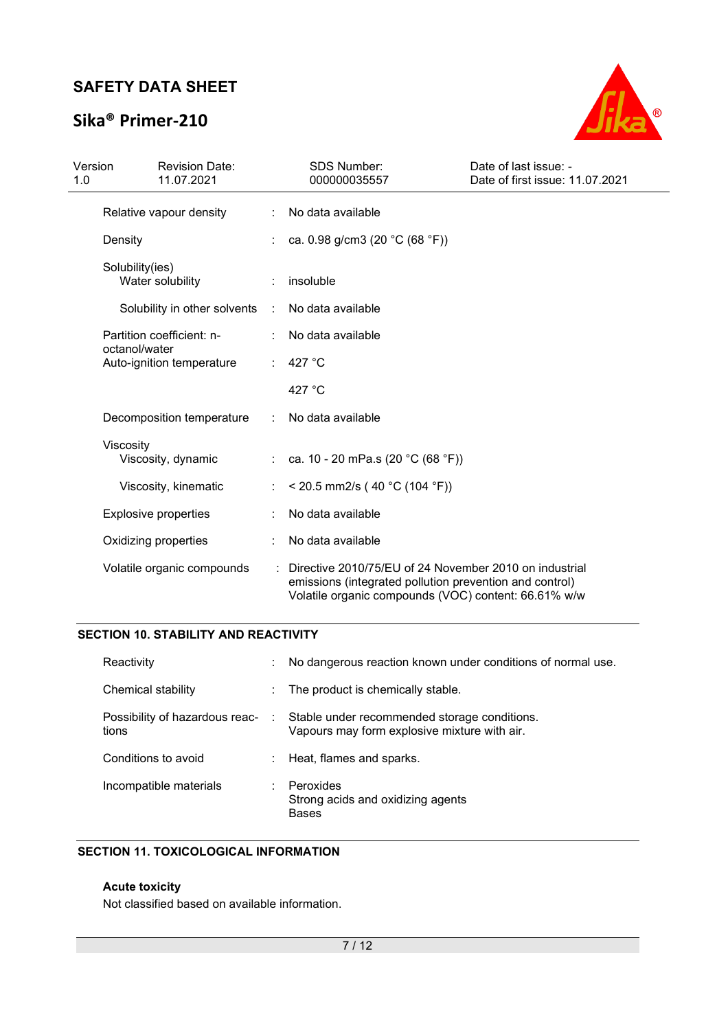| | | |
|---|---|---|
| Relative vapour density | : | No data available |
| Density | : | ca. 0.98 g/cm3 (20 °C (68 °F)) |
| Solubility(ies) | | |
| Water solubility | : | insoluble |
| Solubility in other solvents | : | No data available |
| Partition coefficient: n-octanol/water | : | No data available |
| Auto-ignition temperature | : | 427 °C |
| | | 427 °C |
| Decomposition temperature | : | No data available |
| Viscosity | | |
| Viscosity, dynamic | : | ca. 10 - 20 mPa.s (20 °C (68 °F)) |
| Viscosity, kinematic | : | < 20.5 mm2/s ( 40 °C (104 °F)) |
| Explosive properties | : | No data available |
| Oxidizing properties | : | No data available |
| Volatile organic compounds | : | Directive 2010/75/EU of 24 November 2010 on industrial emissions (integrated pollution prevention and control)<br>Volatile organic compounds (VOC) content: 66.61% w/w |

## SECTION 10. STABILITY AND REACTIVITY

| | | |
|---|---|---|
| Reactivity | : | No dangerous reaction known under conditions of normal use. |
| Chemical stability | : | The product is chemically stable. |
| Possibility of hazardous reactions | : | Stable under recommended storage conditions.<br>Vapours may form explosive mixture with air. |
| Conditions to avoid | : | Heat, flames and sparks. |
| Incompatible materials | : | Peroxides<br>Strong acids and oxidizing agents<br>Bases |

## SECTION 11. TOXICOLOGICAL INFORMATION

**Acute toxicity**

Not classified based on available information.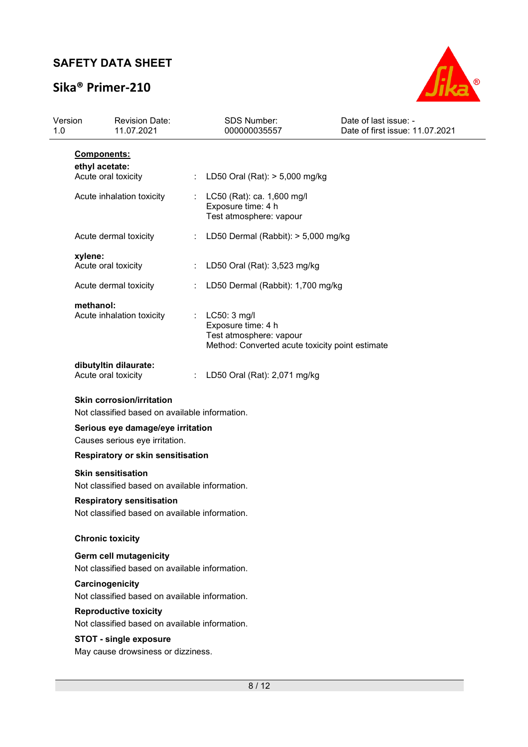**Components:**

**ethyl acetate:**

| | | |
|---|---|---|
| Acute oral toxicity | : | LD50 Oral (Rat): > 5,000 mg/kg |
| Acute inhalation toxicity | : | LC50 (Rat): ca. 1,600 mg/l<br>Exposure time: 4 h<br>Test atmosphere: vapour |
| Acute dermal toxicity | : | LD50 Dermal (Rabbit): > 5,000 mg/kg |

**xylene:**

| | | |
|---|---|---|
| Acute oral toxicity | : | LD50 Oral (Rat): 3,523 mg/kg |
| Acute dermal toxicity | : | LD50 Dermal (Rabbit): 1,700 mg/kg |

**methanol:**

| | | |
|---|---|---|
| Acute inhalation toxicity | : | LC50: 3 mg/l<br>Exposure time: 4 h<br>Test atmosphere: vapour<br>Method: Converted acute toxicity point estimate |

**dibutyltin dilaurate:**

| | | |
|---|---|---|
| Acute oral toxicity | : | LD50 Oral (Rat): 2,071 mg/kg |

**Skin corrosion/irritation**

Not classified based on available information.

**Serious eye damage/eye irritation**

Causes serious eye irritation.

**Respiratory or skin sensitisation**

**Skin sensitisation**

Not classified based on available information.

**Respiratory sensitisation**

Not classified based on available information.

**Chronic toxicity**

**Germ cell mutagenicity**

Not classified based on available information.

**Carcinogenicity**

Not classified based on available information.

**Reproductive toxicity**

Not classified based on available information.

**STOT - single exposure**

May cause drowsiness or dizziness.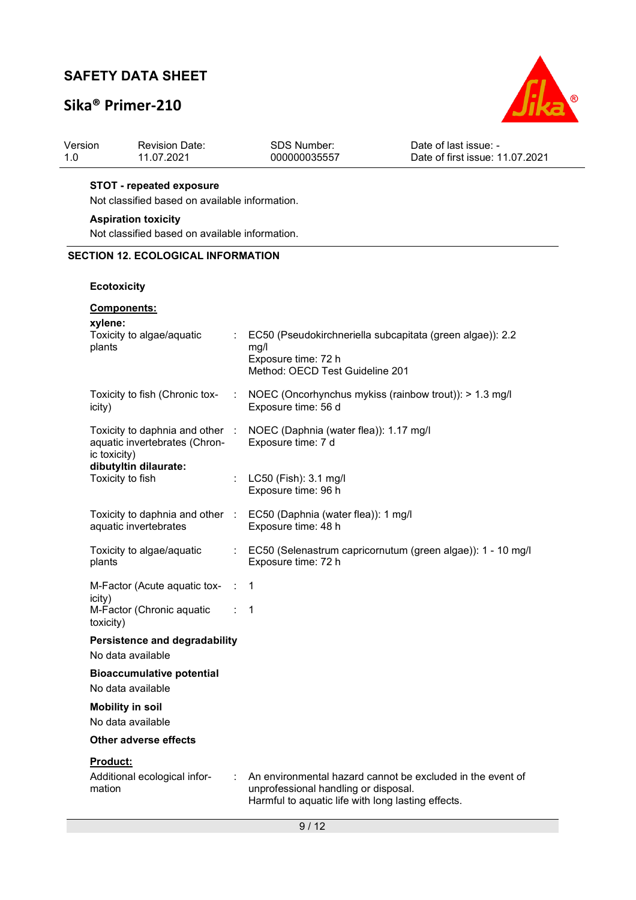**STOT - repeated exposure**

Not classified based on available information.

**Aspiration toxicity**

Not classified based on available information.

## SECTION 12. ECOLOGICAL INFORMATION

**Ecotoxicity**

**Components:**

**xylene:**

| | | |
|---|---|---|
| Toxicity to algae/aquatic plants | : | EC50 (Pseudokirchneriella subcapitata (green algae)): 2.2 mg/l<br>Exposure time: 72 h<br>Method: OECD Test Guideline 201 |
| Toxicity to fish (Chronic toxicity) | : | NOEC (Oncorhynchus mykiss (rainbow trout)): > 1.3 mg/l<br>Exposure time: 56 d |
| Toxicity to daphnia and other aquatic invertebrates (Chronic toxicity) | : | NOEC (Daphnia (water flea)): 1.17 mg/l<br>Exposure time: 7 d |

**dibutyltin dilaurate:**

| | | |
|---|---|---|
| Toxicity to fish | : | LC50 (Fish): 3.1 mg/l<br>Exposure time: 96 h |
| Toxicity to daphnia and other aquatic invertebrates | : | EC50 (Daphnia (water flea)): 1 mg/l<br>Exposure time: 48 h |
| Toxicity to algae/aquatic plants | : | EC50 (Selenastrum capricornutum (green algae)): 1 - 10 mg/l<br>Exposure time: 72 h |
| M-Factor (Acute aquatic toxicity) | : | 1 |
| M-Factor (Chronic aquatic toxicity) | : | 1 |

**Persistence and degradability**

No data available

**Bioaccumulative potential**

No data available

**Mobility in soil**

No data available

**Other adverse effects**

**Product:**

| | | |
|---|---|---|
| Additional ecological information | : | An environmental hazard cannot be excluded in the event of unprofessional handling or disposal.<br>Harmful to aquatic life with long lasting effects. |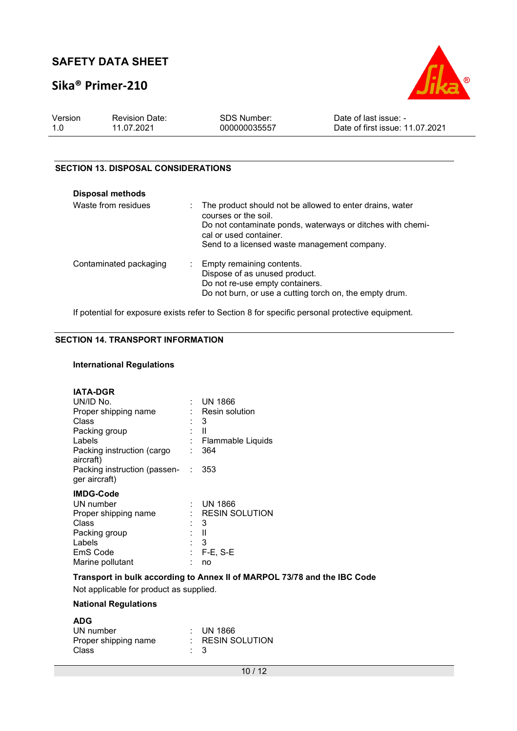## SECTION 13. DISPOSAL CONSIDERATIONS

**Disposal methods**

| | |
|---|---|
| Waste from residues | : The product should not be allowed to enter drains, water courses or the soil. Do not contaminate ponds, waterways or ditches with chemical or used container. Send to a licensed waste management company. |
| Contaminated packaging | : Empty remaining contents. Dispose of as unused product. Do not re-use empty containers. Do not burn, or use a cutting torch on, the empty drum. |

If potential for exposure exists refer to Section 8 for specific personal protective equipment.

## SECTION 14. TRANSPORT INFORMATION

**International Regulations**

**IATA-DGR**

| | |
|---|---|
| UN/ID No. | : UN 1866 |
| Proper shipping name | : Resin solution |
| Class | : 3 |
| Packing group | : II |
| Labels | : Flammable Liquids |
| Packing instruction (cargo aircraft) | : 364 |
| Packing instruction (passenger aircraft) | : 353 |

**IMDG-Code**

| | |
|---|---|
| UN number | : UN 1866 |
| Proper shipping name | : RESIN SOLUTION |
| Class | : 3 |
| Packing group | : II |
| Labels | : 3 |
| EmS Code | : F-E, S-E |
| Marine pollutant | : no |

**Transport in bulk according to Annex II of MARPOL 73/78 and the IBC Code**

Not applicable for product as supplied.

**National Regulations**

**ADG**

| | |
|---|---|
| UN number | : UN 1866 |
| Proper shipping name | : RESIN SOLUTION |
| Class | : 3 |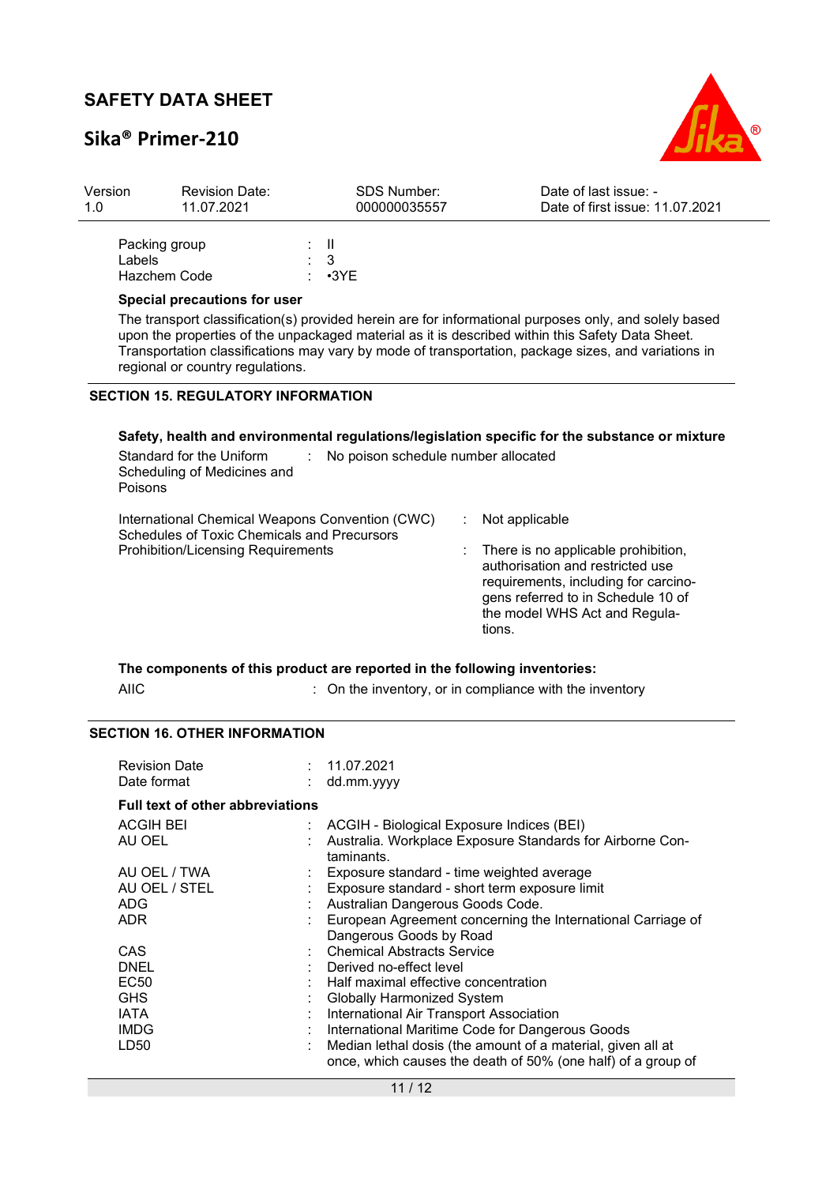| | | |
|---|---|---|
| Packing group | : | II |
| Labels | : | 3 |
| Hazchem Code | : | •3YE |

**Special precautions for user**

The transport classification(s) provided herein are for informational purposes only, and solely based upon the properties of the unpackaged material as it is described within this Safety Data Sheet. Transportation classifications may vary by mode of transportation, package sizes, and variations in regional or country regulations.

## SECTION 15. REGULATORY INFORMATION

**Safety, health and environmental regulations/legislation specific for the substance or mixture**

| | | |
|---|---|---|
| Standard for the Uniform Scheduling of Medicines and Poisons | : | No poison schedule number allocated |
| International Chemical Weapons Convention (CWC) Schedules of Toxic Chemicals and Precursors | : | Not applicable |
| Prohibition/Licensing Requirements | : | There is no applicable prohibition, authorisation and restricted use requirements, including for carcinogens referred to in Schedule 10 of the model WHS Act and Regulations. |

**The components of this product are reported in the following inventories:**

| | | |
|---|---|---|
| AIIC | : | On the inventory, or in compliance with the inventory |

## SECTION 16. OTHER INFORMATION

| | | |
|---|---|---|
| Revision Date | : | 11.07.2021 |
| Date format | : | dd.mm.yyyy |

**Full text of other abbreviations**

| | | |
|---|---|---|
| ACGIH BEI | : | ACGIH - Biological Exposure Indices (BEI) |
| AU OEL | : | Australia. Workplace Exposure Standards for Airborne Contaminants. |
| AU OEL / TWA | : | Exposure standard - time weighted average |
| AU OEL / STEL | : | Exposure standard - short term exposure limit |
| ADG | : | Australian Dangerous Goods Code. |
| ADR | : | European Agreement concerning the International Carriage of Dangerous Goods by Road |
| CAS | : | Chemical Abstracts Service |
| DNEL | : | Derived no-effect level |
| EC50 | : | Half maximal effective concentration |
| GHS | : | Globally Harmonized System |
| IATA | : | International Air Transport Association |
| IMDG | : | International Maritime Code for Dangerous Goods |
| LD50 | : | Median lethal dosis (the amount of a material, given all at once, which causes the death of 50% (one half) of a group of |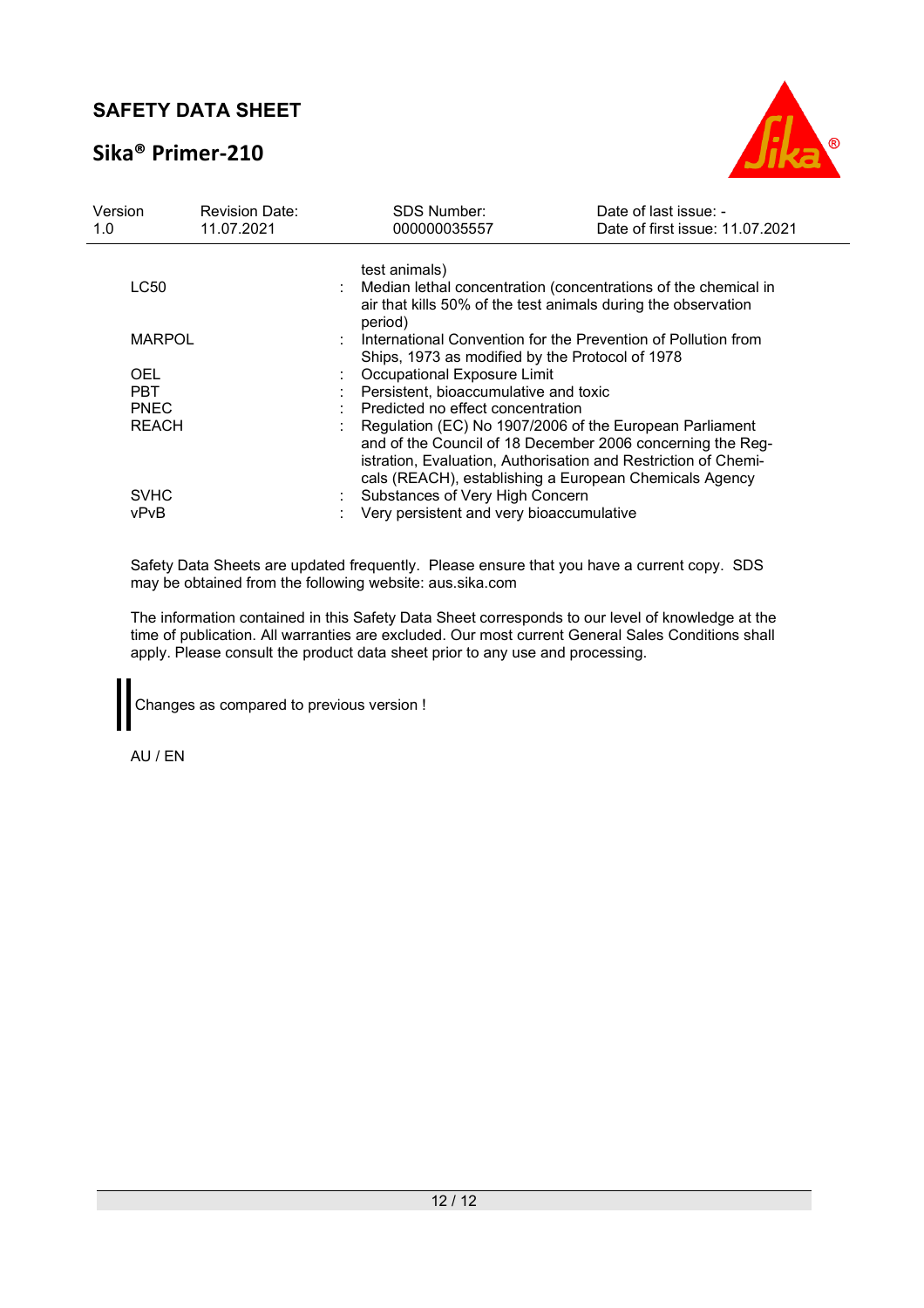test animals)

| | | |
|---|---|---|
| LC50 | : | Median lethal concentration (concentrations of the chemical in air that kills 50% of the test animals during the observation period) |
| MARPOL | : | International Convention for the Prevention of Pollution from Ships, 1973 as modified by the Protocol of 1978 |
| OEL | : | Occupational Exposure Limit |
| PBT | : | Persistent, bioaccumulative and toxic |
| PNEC | : | Predicted no effect concentration |
| REACH | : | Regulation (EC) No 1907/2006 of the European Parliament and of the Council of 18 December 2006 concerning the Registration, Evaluation, Authorisation and Restriction of Chemicals (REACH), establishing a European Chemicals Agency |
| SVHC | : | Substances of Very High Concern |
| vPvB | : | Very persistent and very bioaccumulative |

Safety Data Sheets are updated frequently. Please ensure that you have a current copy. SDS may be obtained from the following website: aus.sika.com

The information contained in this Safety Data Sheet corresponds to our level of knowledge at the time of publication. All warranties are excluded. Our most current General Sales Conditions shall apply. Please consult the product data sheet prior to any use and processing.

Changes as compared to previous version !

AU / EN